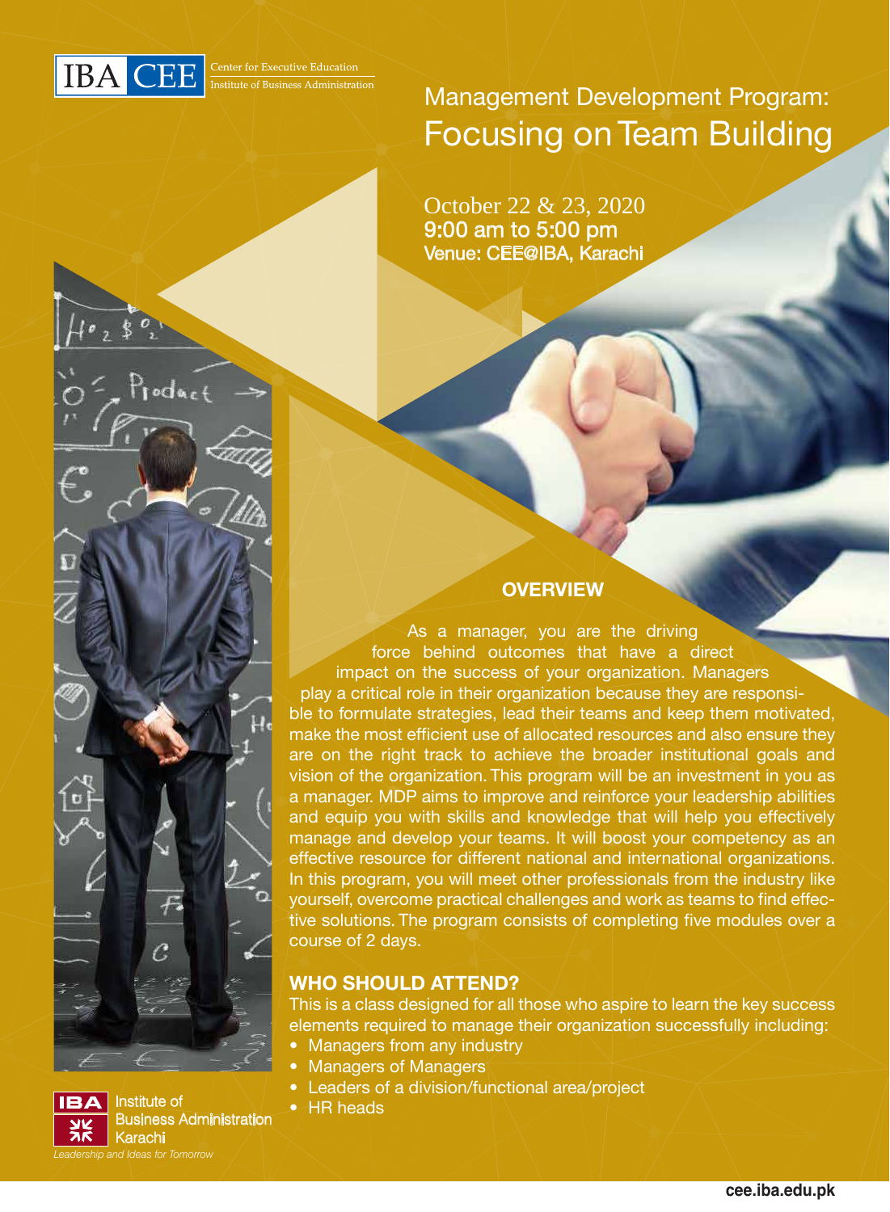IBA CEE Center for Executive Education Institute of Business Administration

# Management Development Program: Focusing on Team Building

October 22 & 23, 2020
9:00 am to 5:00 pm
Venue: CEE@IBA, Karachi

## OVERVIEW

As a manager, you are the driving force behind outcomes that have a direct impact on the success of your organization. Managers play a critical role in their organization because they are responsible to formulate strategies, lead their teams and keep them motivated, make the most efficient use of allocated resources and also ensure they are on the right track to achieve the broader institutional goals and vision of the organization. This program will be an investment in you as a manager. MDP aims to improve and reinforce your leadership abilities and equip you with skills and knowledge that will help you effectively manage and develop your teams. It will boost your competency as an effective resource for different national and international organizations. In this program, you will meet other professionals from the industry like yourself, overcome practical challenges and work as teams to find effective solutions. The program consists of completing five modules over a course of 2 days.

## WHO SHOULD ATTEND?

This is a class designed for all those who aspire to learn the key success elements required to manage their organization successfully including:

- Managers from any industry
- Managers of Managers
- Leaders of a division/functional area/project
- HR heads

IBA Institute of Business Administration Karachi
*Leadership and Ideas for Tomorrow*

cee.iba.edu.pk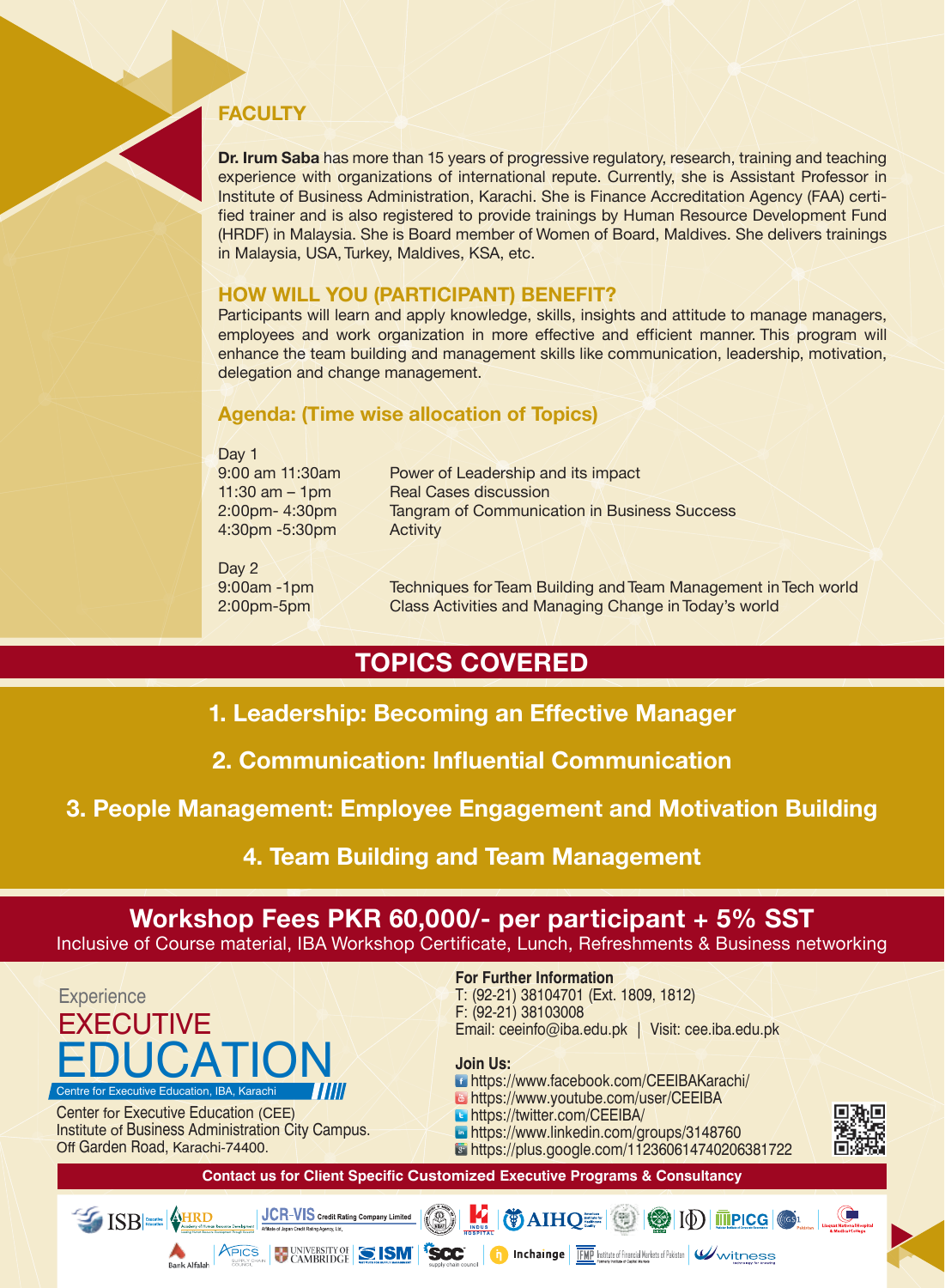## FACULTY

**Dr. Irum Saba** has more than 15 years of progressive regulatory, research, training and teaching experience with organizations of international repute. Currently, she is Assistant Professor in Institute of Business Administration, Karachi. She is Finance Accreditation Agency (FAA) certified trainer and is also registered to provide trainings by Human Resource Development Fund (HRDF) in Malaysia. She is Board member of Women of Board, Maldives. She delivers trainings in Malaysia, USA, Turkey, Maldives, KSA, etc.

## HOW WILL YOU (PARTICIPANT) BENEFIT?

Participants will learn and apply knowledge, skills, insights and attitude to manage managers, employees and work organization in more effective and efficient manner. This program will enhance the team building and management skills like communication, leadership, motivation, delegation and change management.

## Agenda: (Time wise allocation of Topics)

Day 1

| | |
|---|---|
| 9:00 am 11:30am | Power of Leadership and its impact |
| 11:30 am – 1pm | Real Cases discussion |
| 2:00pm- 4:30pm | Tangram of Communication in Business Success |
| 4:30pm -5:30pm | Activity |

Day 2

| | |
|---|---|
| 9:00am -1pm | Techniques for Team Building and Team Management in Tech world |
| 2:00pm-5pm | Class Activities and Managing Change in Today's world |

## TOPICS COVERED

1. Leadership: Becoming an Effective Manager
2. Communication: Influential Communication
3. People Management: Employee Engagement and Motivation Building
4. Team Building and Team Management

## Workshop Fees PKR 60,000/- per participant + 5% SST

Inclusive of Course material, IBA Workshop Certificate, Lunch, Refreshments & Business networking

Experience
EXECUTIVE
EDUCATION
Centre for Executive Education, IBA, Karachi

Center for Executive Education (CEE)
Institute of Business Administration City Campus.
Off Garden Road, Karachi-74400.

**For Further Information**
T: (92-21) 38104701 (Ext. 1809, 1812)
F: (92-21) 38103008
Email: ceeinfo@iba.edu.pk | Visit: cee.iba.edu.pk

**Join Us:**
- https://www.facebook.com/CEEIBAKarachi/
- https://www.youtube.com/user/CEEIBA
- https://twitter.com/CEEIBA/
- https://www.linkedin.com/groups/3148760
- https://plus.google.com/112360614740206381722

**Contact us for Client Specific Customized Executive Programs & Consultancy**